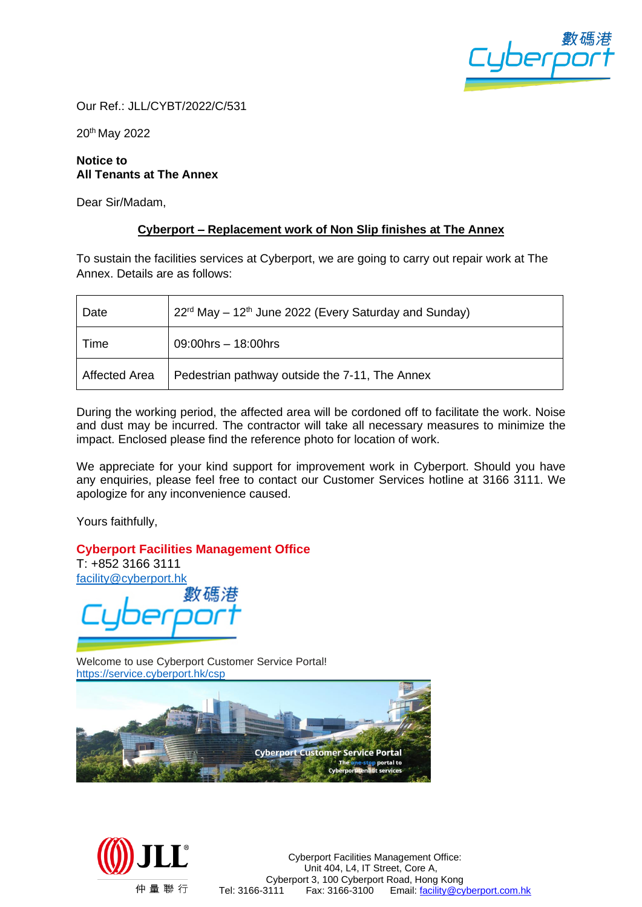Our Ref.: JLL/CYBT/2022/C/531

20th May 2022

**Notice to**
**All Tenants at The Annex**

Dear Sir/Madam,

**Cyberport – Replacement work of Non Slip finishes at The Annex**

To sustain the facilities services at Cyberport, we are going to carry out repair work at The Annex. Details are as follows:

| Date | 22rd May – 12th June 2022 (Every Saturday and Sunday) |
|---|---|
| Time | 09:00hrs – 18:00hrs |
| Affected Area | Pedestrian pathway outside the 7-11, The Annex |

During the working period, the affected area will be cordoned off to facilitate the work. Noise and dust may be incurred. The contractor will take all necessary measures to minimize the impact. Enclosed please find the reference photo for location of work.

We appreciate for your kind support for improvement work in Cyberport. Should you have any enquiries, please feel free to contact our Customer Services hotline at 3166 3111. We apologize for any inconvenience caused.

Yours faithfully,

**Cyberport Facilities Management Office**
T: +852 3166 3111
facility@cyberport.hk

Welcome to use Cyberport Customer Service Portal!
https://service.cyberport.hk/csp

Cyberport Facilities Management Office:
Unit 404, L4, IT Street, Core A,
Cyberport 3, 100 Cyberport Road, Hong Kong
Tel: 3166-3111 Fax: 3166-3100 Email: facility@cyberport.com.hk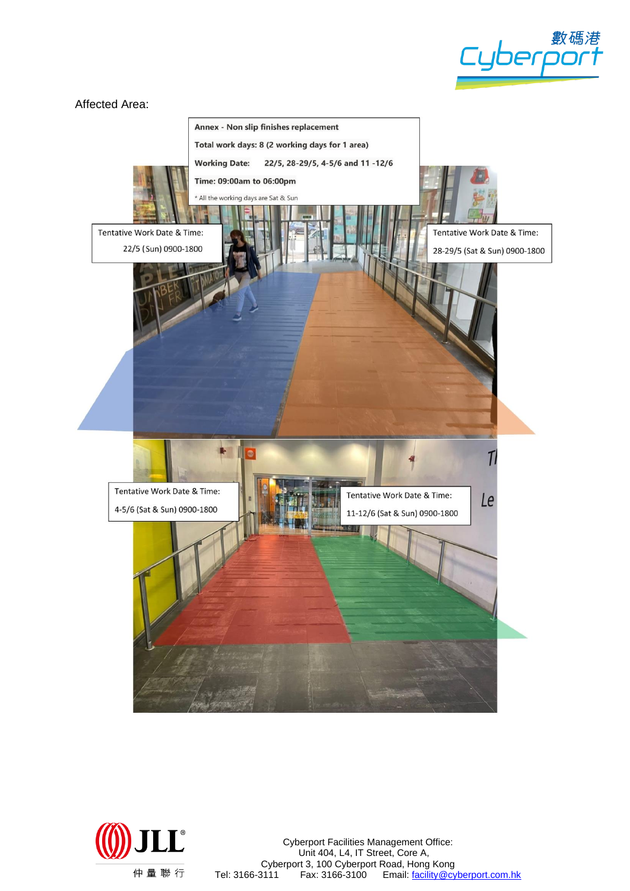Affected Area:

**Annex - Non slip finishes replacement**

**Total work days: 8 (2 working days for 1 area)**

**Working Date:** **22/5, 28-29/5, 4-5/6 and 11 -12/6**

**Time: 09:00am to 06:00pm**

* All the working days are Sat & Sun

Tentative Work Date & Time:

22/5 (Sun) 0900-1800

Tentative Work Date & Time:

28-29/5 (Sat & Sun) 0900-1800

Tentative Work Date & Time:

4-5/6 (Sat & Sun) 0900-1800

Tentative Work Date & Time:

11-12/6 (Sat & Sun) 0900-1800

Cyberport Facilities Management Office:
Unit 404, L4, IT Street, Core A,
Cyberport 3, 100 Cyberport Road, Hong Kong
Tel: 3166-3111 Fax: 3166-3100 Email: facility@cyberport.com.hk